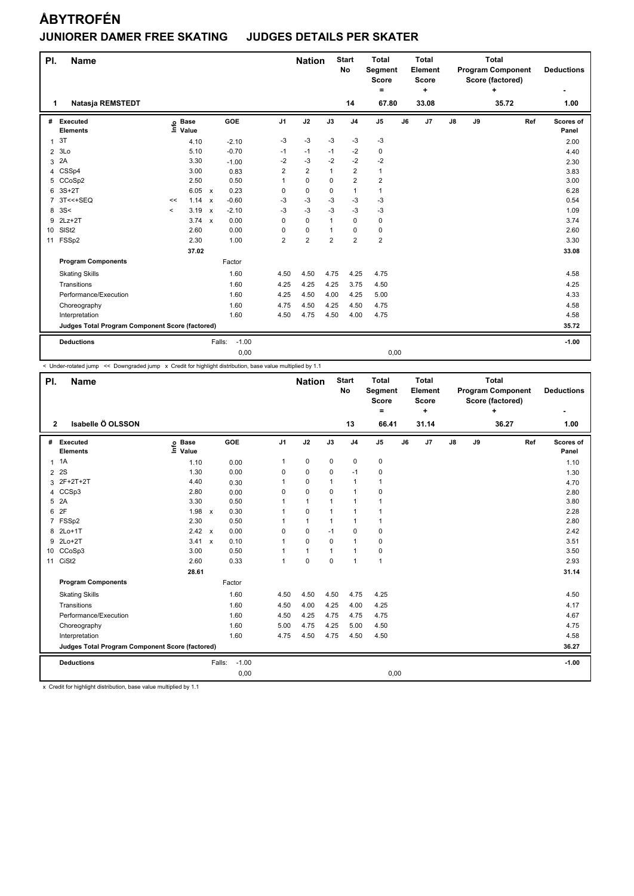# ÅBYTROFÉN

## JUNIORER DAMER FREE SKATING JUDGES DETAILS PER SKATER

| Pl. | Name | Nation | Start No | Total Segment Score = | Total Element Score + | Total Program Component Score (factored) + | Deductions - |
|---|---|---|---|---|---|---|---|
| 1 | Natasja REMSTEDT | | 14 | 67.80 | 33.08 | 35.72 | 1.00 |

| # | Executed Elements | Info | Base Value | | GOE | J1 | J2 | J3 | J4 | J5 | J6 | J7 | J8 | J9 | Ref | Scores of Panel |
|---|---|---|---|---|---|---|---|---|---|---|---|---|---|---|---|---|
| 1 | 3T | | 4.10 | | -2.10 | -3 | -3 | -3 | -3 | -3 | | | | | | 2.00 |
| 2 | 3Lo | | 5.10 | | -0.70 | -1 | -1 | -1 | -2 | 0 | | | | | | 4.40 |
| 3 | 2A | | 3.30 | | -1.00 | -2 | -3 | -2 | -2 | -2 | | | | | | 2.30 |
| 4 | CSSp4 | | 3.00 | | 0.83 | 2 | 2 | 1 | 2 | 1 | | | | | | 3.83 |
| 5 | CCoSp2 | | 2.50 | | 0.50 | 1 | 0 | 0 | 2 | 2 | | | | | | 3.00 |
| 6 | 3S+2T | | 6.05 | x | 0.23 | 0 | 0 | 0 | 1 | 1 | | | | | | 6.28 |
| 7 | 3T<<+SEQ | << | 1.14 | x | -0.60 | -3 | -3 | -3 | -3 | -3 | | | | | | 0.54 |
| 8 | 3S< | < | 3.19 | x | -2.10 | -3 | -3 | -3 | -3 | -3 | | | | | | 1.09 |
| 9 | 2Lz+2T | | 3.74 | x | 0.00 | 0 | 0 | 1 | 0 | 0 | | | | | | 3.74 |
| 10 | SlSt2 | | 2.60 | | 0.00 | 0 | 0 | 1 | 0 | 0 | | | | | | 2.60 |
| 11 | FSSp2 | | 2.30 | | 1.00 | 2 | 2 | 2 | 2 | 2 | | | | | | 3.30 |
| | | | 37.02 | | | | | | | | | | | | | 33.08 |
| | **Program Components** | | | | Factor | | | | | | | | | | | |
| | Skating Skills | | | | 1.60 | 4.50 | 4.50 | 4.75 | 4.25 | 4.75 | | | | | | 4.58 |
| | Transitions | | | | 1.60 | 4.25 | 4.25 | 4.25 | 3.75 | 4.50 | | | | | | 4.25 |
| | Performance/Execution | | | | 1.60 | 4.25 | 4.50 | 4.00 | 4.25 | 5.00 | | | | | | 4.33 |
| | Choreography | | | | 1.60 | 4.75 | 4.50 | 4.25 | 4.50 | 4.75 | | | | | | 4.58 |
| | Interpretation | | | | 1.60 | 4.50 | 4.75 | 4.50 | 4.00 | 4.75 | | | | | | 4.58 |
| | **Judges Total Program Component Score (factored)** | | | | | | | | | | | | | | | 35.72 |
| | **Deductions** | | | Falls: | -1.00 | | | | | | | | | | | -1.00 |
| | | | | | 0,00 | | | | | 0,00 | | | | | | |

< Under-rotated jump << Downgraded jump x Credit for highlight distribution, base value multiplied by 1.1

| Pl. | Name | Nation | Start No | Total Segment Score = | Total Element Score + | Total Program Component Score (factored) + | Deductions - |
|---|---|---|---|---|---|---|---|
| 2 | Isabelle Ö OLSSON | | 13 | 66.41 | 31.14 | 36.27 | 1.00 |

| # | Executed Elements | Info | Base Value | | GOE | J1 | J2 | J3 | J4 | J5 | J6 | J7 | J8 | J9 | Ref | Scores of Panel |
|---|---|---|---|---|---|---|---|---|---|---|---|---|---|---|---|---|
| 1 | 1A | | 1.10 | | 0.00 | 1 | 0 | 0 | 0 | 0 | | | | | | 1.10 |
| 2 | 2S | | 1.30 | | 0.00 | 0 | 0 | 0 | -1 | 0 | | | | | | 1.30 |
| 3 | 2F+2T+2T | | 4.40 | | 0.30 | 1 | 0 | 1 | 1 | 1 | | | | | | 4.70 |
| 4 | CCSp3 | | 2.80 | | 0.00 | 0 | 0 | 0 | 1 | 0 | | | | | | 2.80 |
| 5 | 2A | | 3.30 | | 0.50 | 1 | 1 | 1 | 1 | 1 | | | | | | 3.80 |
| 6 | 2F | | 1.98 | x | 0.30 | 1 | 0 | 1 | 1 | 1 | | | | | | 2.28 |
| 7 | FSSp2 | | 2.30 | | 0.50 | 1 | 1 | 1 | 1 | 1 | | | | | | 2.80 |
| 8 | 2Lo+1T | | 2.42 | x | 0.00 | 0 | 0 | -1 | 0 | 0 | | | | | | 2.42 |
| 9 | 2Lo+2T | | 3.41 | x | 0.10 | 1 | 0 | 0 | 1 | 0 | | | | | | 3.51 |
| 10 | CCoSp3 | | 3.00 | | 0.50 | 1 | 1 | 1 | 1 | 0 | | | | | | 3.50 |
| 11 | CiSt2 | | 2.60 | | 0.33 | 1 | 0 | 0 | 1 | 1 | | | | | | 2.93 |
| | | | 28.61 | | | | | | | | | | | | | 31.14 |
| | **Program Components** | | | | Factor | | | | | | | | | | | |
| | Skating Skills | | | | 1.60 | 4.50 | 4.50 | 4.50 | 4.75 | 4.25 | | | | | | 4.50 |
| | Transitions | | | | 1.60 | 4.50 | 4.00 | 4.25 | 4.00 | 4.25 | | | | | | 4.17 |
| | Performance/Execution | | | | 1.60 | 4.50 | 4.25 | 4.75 | 4.75 | 4.75 | | | | | | 4.67 |
| | Choreography | | | | 1.60 | 5.00 | 4.75 | 4.25 | 5.00 | 4.50 | | | | | | 4.75 |
| | Interpretation | | | | 1.60 | 4.75 | 4.50 | 4.75 | 4.50 | 4.50 | | | | | | 4.58 |
| | **Judges Total Program Component Score (factored)** | | | | | | | | | | | | | | | 36.27 |
| | **Deductions** | | | Falls: | -1.00 | | | | | | | | | | | -1.00 |
| | | | | | 0,00 | | | | | 0,00 | | | | | | |

x Credit for highlight distribution, base value multiplied by 1.1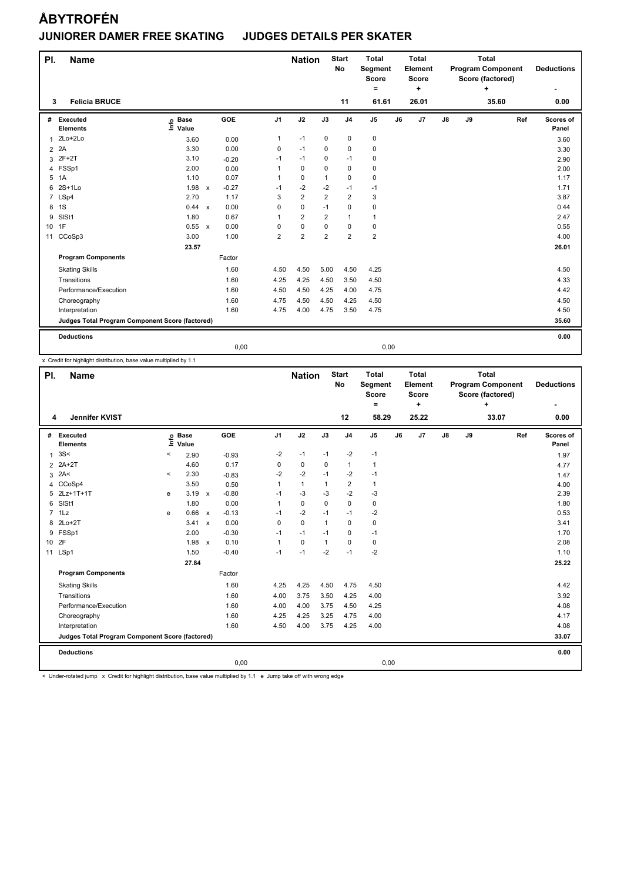# ÅBYTROFÉN

## JUNIORER DAMER FREE SKATING JUDGES DETAILS PER SKATER

| Pl. | Name | Nation | Start No | Total Segment Score = | Total Element Score + | Total Program Component Score (factored) + | Deductions - |
|---|---|---|---|---|---|---|---|
| 3 | Felicia BRUCE | | 11 | 61.61 | 26.01 | 35.60 | 0.00 |

| # | Executed Elements | Info | Base Value | | GOE | J1 | J2 | J3 | J4 | J5 | J6 | J7 | J8 | J9 | Ref | Scores of Panel |
|---|---|---|---|---|---|---|---|---|---|---|---|---|---|---|---|---|
| 1 | 2Lo+2Lo | | 3.60 | | 0.00 | 1 | -1 | 0 | 0 | 0 | | | | | | 3.60 |
| 2 | 2A | | 3.30 | | 0.00 | 0 | -1 | 0 | 0 | 0 | | | | | | 3.30 |
| 3 | 2F+2T | | 3.10 | | -0.20 | -1 | -1 | 0 | -1 | 0 | | | | | | 2.90 |
| 4 | FSSp1 | | 2.00 | | 0.00 | 1 | 0 | 0 | 0 | 0 | | | | | | 2.00 |
| 5 | 1A | | 1.10 | | 0.07 | 1 | 0 | 1 | 0 | 0 | | | | | | 1.17 |
| 6 | 2S+1Lo | | 1.98 | x | -0.27 | -1 | -2 | -2 | -1 | -1 | | | | | | 1.71 |
| 7 | LSp4 | | 2.70 | | 1.17 | 3 | 2 | 2 | 2 | 3 | | | | | | 3.87 |
| 8 | 1S | | 0.44 | x | 0.00 | 0 | 0 | -1 | 0 | 0 | | | | | | 0.44 |
| 9 | SlSt1 | | 1.80 | | 0.67 | 1 | 2 | 2 | 1 | 1 | | | | | | 2.47 |
| 10 | 1F | | 0.55 | x | 0.00 | 0 | 0 | 0 | 0 | 0 | | | | | | 0.55 |
| 11 | CCoSp3 | | 3.00 | | 1.00 | 2 | 2 | 2 | 2 | 2 | | | | | | 4.00 |
| | | | 23.57 | | | | | | | | | | | | | 26.01 |
| | **Program Components** | | | | Factor | | | | | | | | | | | |
| | Skating Skills | | | | 1.60 | 4.50 | 4.50 | 5.00 | 4.50 | 4.25 | | | | | | 4.50 |
| | Transitions | | | | 1.60 | 4.25 | 4.25 | 4.50 | 3.50 | 4.50 | | | | | | 4.33 |
| | Performance/Execution | | | | 1.60 | 4.50 | 4.50 | 4.25 | 4.00 | 4.75 | | | | | | 4.42 |
| | Choreography | | | | 1.60 | 4.75 | 4.50 | 4.50 | 4.25 | 4.50 | | | | | | 4.50 |
| | Interpretation | | | | 1.60 | 4.75 | 4.00 | 4.75 | 3.50 | 4.75 | | | | | | 4.50 |
| | **Judges Total Program Component Score (factored)** | | | | | | | | | | | | | | | 35.60 |
| | **Deductions** | | | | | | | | | | | | | | | 0.00 |
| | | | | | 0,00 | | | | | 0,00 | | | | | | |

x Credit for highlight distribution, base value multiplied by 1.1

| Pl. | Name | Nation | Start No | Total Segment Score = | Total Element Score + | Total Program Component Score (factored) + | Deductions - |
|---|---|---|---|---|---|---|---|
| 4 | Jennifer KVIST | | 12 | 58.29 | 25.22 | 33.07 | 0.00 |

| # | Executed Elements | Info | Base Value | | GOE | J1 | J2 | J3 | J4 | J5 | J6 | J7 | J8 | J9 | Ref | Scores of Panel |
|---|---|---|---|---|---|---|---|---|---|---|---|---|---|---|---|---|
| 1 | 3S< | < | 2.90 | | -0.93 | -2 | -1 | -1 | -2 | -1 | | | | | | 1.97 |
| 2 | 2A+2T | | 4.60 | | 0.17 | 0 | 0 | 0 | 1 | 1 | | | | | | 4.77 |
| 3 | 2A< | < | 2.30 | | -0.83 | -2 | -2 | -1 | -2 | -1 | | | | | | 1.47 |
| 4 | CCoSp4 | | 3.50 | | 0.50 | 1 | 1 | 1 | 2 | 1 | | | | | | 4.00 |
| 5 | 2Lz+1T+1T | e | 3.19 | x | -0.80 | -1 | -3 | -3 | -2 | -3 | | | | | | 2.39 |
| 6 | SlSt1 | | 1.80 | | 0.00 | 1 | 0 | 0 | 0 | 0 | | | | | | 1.80 |
| 7 | 1Lz | e | 0.66 | x | -0.13 | -1 | -2 | -1 | -1 | -2 | | | | | | 0.53 |
| 8 | 2Lo+2T | | 3.41 | x | 0.00 | 0 | 0 | 1 | 0 | 0 | | | | | | 3.41 |
| 9 | FSSp1 | | 2.00 | | -0.30 | -1 | -1 | -1 | 0 | -1 | | | | | | 1.70 |
| 10 | 2F | | 1.98 | x | 0.10 | 1 | 0 | 1 | 0 | 0 | | | | | | 2.08 |
| 11 | LSp1 | | 1.50 | | -0.40 | -1 | -1 | -2 | -1 | -2 | | | | | | 1.10 |
| | | | 27.84 | | | | | | | | | | | | | 25.22 |
| | **Program Components** | | | | Factor | | | | | | | | | | | |
| | Skating Skills | | | | 1.60 | 4.25 | 4.25 | 4.50 | 4.75 | 4.50 | | | | | | 4.42 |
| | Transitions | | | | 1.60 | 4.00 | 3.75 | 3.50 | 4.25 | 4.00 | | | | | | 3.92 |
| | Performance/Execution | | | | 1.60 | 4.00 | 4.00 | 3.75 | 4.50 | 4.25 | | | | | | 4.08 |
| | Choreography | | | | 1.60 | 4.25 | 4.25 | 3.25 | 4.75 | 4.00 | | | | | | 4.17 |
| | Interpretation | | | | 1.60 | 4.50 | 4.00 | 3.75 | 4.25 | 4.00 | | | | | | 4.08 |
| | **Judges Total Program Component Score (factored)** | | | | | | | | | | | | | | | 33.07 |
| | **Deductions** | | | | | | | | | | | | | | | 0.00 |
| | | | | | 0,00 | | | | | 0,00 | | | | | | |

< Under-rotated jump x Credit for highlight distribution, base value multiplied by 1.1 e Jump take off with wrong edge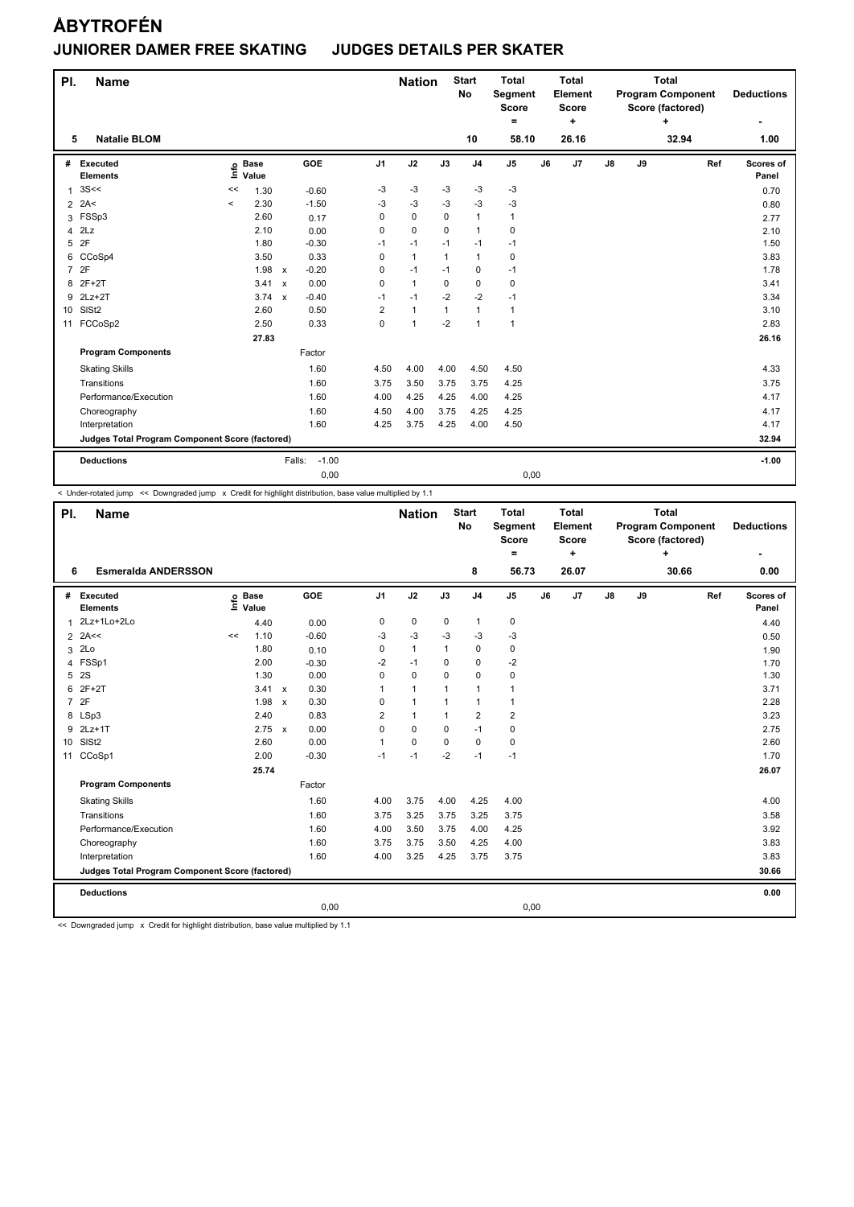# ÅBYTROFÉN

## JUNIORER DAMER FREE SKATING JUDGES DETAILS PER SKATER

| Pl. | Name | Nation | Start No | Total Segment Score = | Total Element Score + | Total Program Component Score (factored) + | Deductions - |
|---|---|---|---|---|---|---|---|
| 5 | Natalie BLOM | | 10 | 58.10 | 26.16 | 32.94 | 1.00 |

| # | Executed Elements | Info | Base Value | | GOE | J1 | J2 | J3 | J4 | J5 | J6 | J7 | J8 | J9 | Ref | Scores of Panel |
|---|---|---|---|---|---|---|---|---|---|---|---|---|---|---|---|---|
| 1 | 3S<< | << | 1.30 | | -0.60 | -3 | -3 | -3 | -3 | -3 | | | | | | 0.70 |
| 2 | 2A< | < | 2.30 | | -1.50 | -3 | -3 | -3 | -3 | -3 | | | | | | 0.80 |
| 3 | FSSp3 | | 2.60 | | 0.17 | 0 | 0 | 0 | 1 | 1 | | | | | | 2.77 |
| 4 | 2Lz | | 2.10 | | 0.00 | 0 | 0 | 0 | 1 | 0 | | | | | | 2.10 |
| 5 | 2F | | 1.80 | | -0.30 | -1 | -1 | -1 | -1 | -1 | | | | | | 1.50 |
| 6 | CCoSp4 | | 3.50 | | 0.33 | 0 | 1 | 1 | 1 | 0 | | | | | | 3.83 |
| 7 | 2F | | 1.98 | x | -0.20 | 0 | -1 | -1 | 0 | -1 | | | | | | 1.78 |
| 8 | 2F+2T | | 3.41 | x | 0.00 | 0 | 1 | 0 | 0 | 0 | | | | | | 3.41 |
| 9 | 2Lz+2T | | 3.74 | x | -0.40 | -1 | -1 | -2 | -2 | -1 | | | | | | 3.34 |
| 10 | SlSt2 | | 2.60 | | 0.50 | 2 | 1 | 1 | 1 | 1 | | | | | | 3.10 |
| 11 | FCCoSp2 | | 2.50 | | 0.33 | 0 | 1 | -2 | 1 | 1 | | | | | | 2.83 |
| | | | 27.83 | | | | | | | | | | | | | 26.16 |
| | **Program Components** | | | | Factor | | | | | | | | | | | |
| | Skating Skills | | | | 1.60 | 4.50 | 4.00 | 4.00 | 4.50 | 4.50 | | | | | | 4.33 |
| | Transitions | | | | 1.60 | 3.75 | 3.50 | 3.75 | 3.75 | 4.25 | | | | | | 3.75 |
| | Performance/Execution | | | | 1.60 | 4.00 | 4.25 | 4.25 | 4.00 | 4.25 | | | | | | 4.17 |
| | Choreography | | | | 1.60 | 4.50 | 4.00 | 3.75 | 4.25 | 4.25 | | | | | | 4.17 |
| | Interpretation | | | | 1.60 | 4.25 | 3.75 | 4.25 | 4.00 | 4.50 | | | | | | 4.17 |
| | **Judges Total Program Component Score (factored)** | | | | | | | | | | | | | | | 32.94 |
| | **Deductions** | | | Falls: | -1.00 | | | | | | | | | | | -1.00 |
| | | | | | 0,00 | | | | | 0,00 | | | | | | |

< Under-rotated jump << Downgraded jump x Credit for highlight distribution, base value multiplied by 1.1

| Pl. | Name | Nation | Start No | Total Segment Score = | Total Element Score + | Total Program Component Score (factored) + | Deductions - |
|---|---|---|---|---|---|---|---|
| 6 | Esmeralda ANDERSSON | | 8 | 56.73 | 26.07 | 30.66 | 0.00 |

| # | Executed Elements | Info | Base Value | | GOE | J1 | J2 | J3 | J4 | J5 | J6 | J7 | J8 | J9 | Ref | Scores of Panel |
|---|---|---|---|---|---|---|---|---|---|---|---|---|---|---|---|---|
| 1 | 2Lz+1Lo+2Lo | | 4.40 | | 0.00 | 0 | 0 | 0 | 1 | 0 | | | | | | 4.40 |
| 2 | 2A<< | << | 1.10 | | -0.60 | -3 | -3 | -3 | -3 | -3 | | | | | | 0.50 |
| 3 | 2Lo | | 1.80 | | 0.10 | 0 | 1 | 1 | 0 | 0 | | | | | | 1.90 |
| 4 | FSSp1 | | 2.00 | | -0.30 | -2 | -1 | 0 | 0 | -2 | | | | | | 1.70 |
| 5 | 2S | | 1.30 | | 0.00 | 0 | 0 | 0 | 0 | 0 | | | | | | 1.30 |
| 6 | 2F+2T | | 3.41 | x | 0.30 | 1 | 1 | 1 | 1 | 1 | | | | | | 3.71 |
| 7 | 2F | | 1.98 | x | 0.30 | 0 | 1 | 1 | 1 | 1 | | | | | | 2.28 |
| 8 | LSp3 | | 2.40 | | 0.83 | 2 | 1 | 1 | 2 | 2 | | | | | | 3.23 |
| 9 | 2Lz+1T | | 2.75 | x | 0.00 | 0 | 0 | 0 | -1 | 0 | | | | | | 2.75 |
| 10 | SlSt2 | | 2.60 | | 0.00 | 1 | 0 | 0 | 0 | 0 | | | | | | 2.60 |
| 11 | CCoSp1 | | 2.00 | | -0.30 | -1 | -1 | -2 | -1 | -1 | | | | | | 1.70 |
| | | | 25.74 | | | | | | | | | | | | | 26.07 |
| | **Program Components** | | | | Factor | | | | | | | | | | | |
| | Skating Skills | | | | 1.60 | 4.00 | 3.75 | 4.00 | 4.25 | 4.00 | | | | | | 4.00 |
| | Transitions | | | | 1.60 | 3.75 | 3.25 | 3.75 | 3.25 | 3.75 | | | | | | 3.58 |
| | Performance/Execution | | | | 1.60 | 4.00 | 3.50 | 3.75 | 4.00 | 4.25 | | | | | | 3.92 |
| | Choreography | | | | 1.60 | 3.75 | 3.75 | 3.50 | 4.25 | 4.00 | | | | | | 3.83 |
| | Interpretation | | | | 1.60 | 4.00 | 3.25 | 4.25 | 3.75 | 3.75 | | | | | | 3.83 |
| | **Judges Total Program Component Score (factored)** | | | | | | | | | | | | | | | 30.66 |
| | **Deductions** | | | | | | | | | | | | | | | 0.00 |
| | | | | | 0,00 | | | | | 0,00 | | | | | | |

<< Downgraded jump x Credit for highlight distribution, base value multiplied by 1.1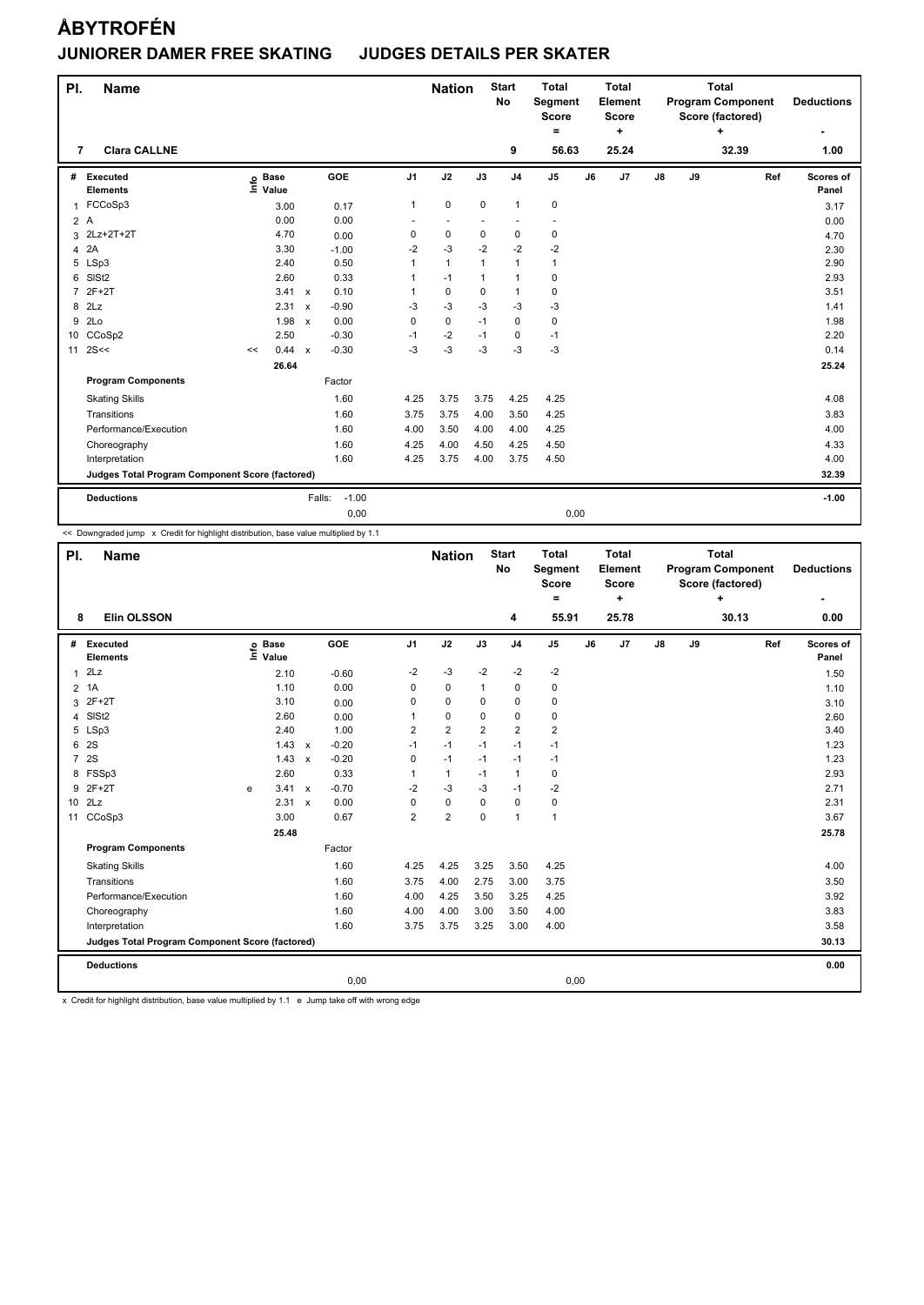# ÅBYTROFÉN

## JUNIORER DAMER FREE SKATING JUDGES DETAILS PER SKATER

| Pl. | Name | Nation | Start No | Total Segment Score = | Total Element Score + | Total Program Component Score (factored) + | Deductions - |
|---|---|---|---|---|---|---|---|
| 7 | Clara CALLNE | | 9 | 56.63 | 25.24 | 32.39 | 1.00 |

| # | Executed Elements | Info | Base Value | | GOE | J1 | J2 | J3 | J4 | J5 | J6 | J7 | J8 | J9 | Ref | Scores of Panel |
|---|---|---|---|---|---|---|---|---|---|---|---|---|---|---|---|---|
| 1 | FCCoSp3 | | 3.00 | | 0.17 | 1 | 0 | 0 | 1 | 0 | | | | | | 3.17 |
| 2 | A | | 0.00 | | 0.00 | - | - | - | - | - | | | | | | 0.00 |
| 3 | 2Lz+2T+2T | | 4.70 | | 0.00 | 0 | 0 | 0 | 0 | 0 | | | | | | 4.70 |
| 4 | 2A | | 3.30 | | -1.00 | -2 | -3 | -2 | -2 | -2 | | | | | | 2.30 |
| 5 | LSp3 | | 2.40 | | 0.50 | 1 | 1 | 1 | 1 | 1 | | | | | | 2.90 |
| 6 | SlSt2 | | 2.60 | | 0.33 | 1 | -1 | 1 | 1 | 0 | | | | | | 2.93 |
| 7 | 2F+2T | | 3.41 | x | 0.10 | 1 | 0 | 0 | 1 | 0 | | | | | | 3.51 |
| 8 | 2Lz | | 2.31 | x | -0.90 | -3 | -3 | -3 | -3 | -3 | | | | | | 1.41 |
| 9 | 2Lo | | 1.98 | x | 0.00 | 0 | 0 | -1 | 0 | 0 | | | | | | 1.98 |
| 10 | CCoSp2 | | 2.50 | | -0.30 | -1 | -2 | -1 | 0 | -1 | | | | | | 2.20 |
| 11 | 2S<< | << | 0.44 | x | -0.30 | -3 | -3 | -3 | -3 | -3 | | | | | | 0.14 |
| | | | 26.64 | | | | | | | | | | | | | 25.24 |
| | **Program Components** | | | | Factor | | | | | | | | | | | |
| | Skating Skills | | | | 1.60 | 4.25 | 3.75 | 3.75 | 4.25 | 4.25 | | | | | | 4.08 |
| | Transitions | | | | 1.60 | 3.75 | 3.75 | 4.00 | 3.50 | 4.25 | | | | | | 3.83 |
| | Performance/Execution | | | | 1.60 | 4.00 | 3.50 | 4.00 | 4.00 | 4.25 | | | | | | 4.00 |
| | Choreography | | | | 1.60 | 4.25 | 4.00 | 4.50 | 4.25 | 4.50 | | | | | | 4.33 |
| | Interpretation | | | | 1.60 | 4.25 | 3.75 | 4.00 | 3.75 | 4.50 | | | | | | 4.00 |
| | **Judges Total Program Component Score (factored)** | | | | | | | | | | | | | | | 32.39 |
| | **Deductions** | | | Falls: | -1.00 | | | | | | | | | | | -1.00 |
| | | | | | 0,00 | | | | | 0,00 | | | | | | |

<< Downgraded jump x Credit for highlight distribution, base value multiplied by 1.1

| Pl. | Name | Nation | Start No | Total Segment Score = | Total Element Score + | Total Program Component Score (factored) + | Deductions - |
|---|---|---|---|---|---|---|---|
| 8 | Elin OLSSON | | 4 | 55.91 | 25.78 | 30.13 | 0.00 |

| # | Executed Elements | Info | Base Value | | GOE | J1 | J2 | J3 | J4 | J5 | J6 | J7 | J8 | J9 | Ref | Scores of Panel |
|---|---|---|---|---|---|---|---|---|---|---|---|---|---|---|---|---|
| 1 | 2Lz | | 2.10 | | -0.60 | -2 | -3 | -2 | -2 | -2 | | | | | | 1.50 |
| 2 | 1A | | 1.10 | | 0.00 | 0 | 0 | 1 | 0 | 0 | | | | | | 1.10 |
| 3 | 2F+2T | | 3.10 | | 0.00 | 0 | 0 | 0 | 0 | 0 | | | | | | 3.10 |
| 4 | SlSt2 | | 2.60 | | 0.00 | 1 | 0 | 0 | 0 | 0 | | | | | | 2.60 |
| 5 | LSp3 | | 2.40 | | 1.00 | 2 | 2 | 2 | 2 | 2 | | | | | | 3.40 |
| 6 | 2S | | 1.43 | x | -0.20 | -1 | -1 | -1 | -1 | -1 | | | | | | 1.23 |
| 7 | 2S | | 1.43 | x | -0.20 | 0 | -1 | -1 | -1 | -1 | | | | | | 1.23 |
| 8 | FSSp3 | | 2.60 | | 0.33 | 1 | 1 | -1 | 1 | 0 | | | | | | 2.93 |
| 9 | 2F+2T | e | 3.41 | x | -0.70 | -2 | -3 | -3 | -1 | -2 | | | | | | 2.71 |
| 10 | 2Lz | | 2.31 | x | 0.00 | 0 | 0 | 0 | 0 | 0 | | | | | | 2.31 |
| 11 | CCoSp3 | | 3.00 | | 0.67 | 2 | 2 | 0 | 1 | 1 | | | | | | 3.67 |
| | | | 25.48 | | | | | | | | | | | | | 25.78 |
| | **Program Components** | | | | Factor | | | | | | | | | | | |
| | Skating Skills | | | | 1.60 | 4.25 | 4.25 | 3.25 | 3.50 | 4.25 | | | | | | 4.00 |
| | Transitions | | | | 1.60 | 3.75 | 4.00 | 2.75 | 3.00 | 3.75 | | | | | | 3.50 |
| | Performance/Execution | | | | 1.60 | 4.00 | 4.25 | 3.50 | 3.25 | 4.25 | | | | | | 3.92 |
| | Choreography | | | | 1.60 | 4.00 | 4.00 | 3.00 | 3.50 | 4.00 | | | | | | 3.83 |
| | Interpretation | | | | 1.60 | 3.75 | 3.75 | 3.25 | 3.00 | 4.00 | | | | | | 3.58 |
| | **Judges Total Program Component Score (factored)** | | | | | | | | | | | | | | | 30.13 |
| | **Deductions** | | | | | | | | | | | | | | | 0.00 |
| | | | | | 0,00 | | | | | 0,00 | | | | | | |

x Credit for highlight distribution, base value multiplied by 1.1 e Jump take off with wrong edge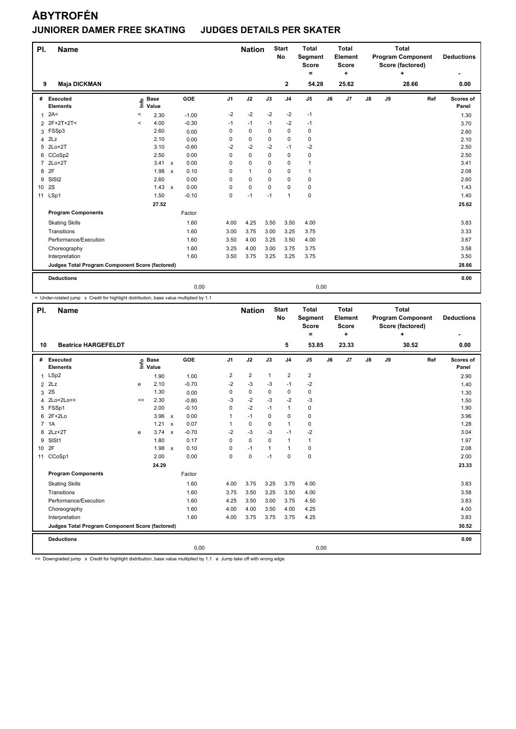# ÅBYTROFÉN

## JUNIORER DAMER FREE SKATING JUDGES DETAILS PER SKATER

| Pl. | Name | Nation | Start No | Total Segment Score = | Total Element Score + | Total Program Component Score (factored) + | Deductions - |
|---|---|---|---|---|---|---|---|
| 9 | Maja DICKMAN | | 2 | 54.28 | 25.62 | 28.66 | 0.00 |

| # | Executed Elements | Info | Base Value | | GOE | J1 | J2 | J3 | J4 | J5 | J6 | J7 | J8 | J9 | Ref | Scores of Panel |
|---|---|---|---|---|---|---|---|---|---|---|---|---|---|---|---|---|
| 1 | 2A< | < | 2.30 | | -1.00 | -2 | -2 | -2 | -2 | -1 | | | | | | 1.30 |
| 2 | 2F+2T+2T< | < | 4.00 | | -0.30 | -1 | -1 | -1 | -2 | -1 | | | | | | 3.70 |
| 3 | FSSp3 | | 2.60 | | 0.00 | 0 | 0 | 0 | 0 | 0 | | | | | | 2.60 |
| 4 | 2Lz | | 2.10 | | 0.00 | 0 | 0 | 0 | 0 | 0 | | | | | | 2.10 |
| 5 | 2Lo+2T | | 3.10 | | -0.60 | -2 | -2 | -2 | -1 | -2 | | | | | | 2.50 |
| 6 | CCoSp2 | | 2.50 | | 0.00 | 0 | 0 | 0 | 0 | 0 | | | | | | 2.50 |
| 7 | 2Lo+2T | | 3.41 | x | 0.00 | 0 | 0 | 0 | 0 | 1 | | | | | | 3.41 |
| 8 | 2F | | 1.98 | x | 0.10 | 0 | 1 | 0 | 0 | 1 | | | | | | 2.08 |
| 9 | SlSt2 | | 2.60 | | 0.00 | 0 | 0 | 0 | 0 | 0 | | | | | | 2.60 |
| 10 | 2S | | 1.43 | x | 0.00 | 0 | 0 | 0 | 0 | 0 | | | | | | 1.43 |
| 11 | LSp1 | | 1.50 | | -0.10 | 0 | -1 | -1 | 1 | 0 | | | | | | 1.40 |
| | | | 27.52 | | | | | | | | | | | | | 25.62 |
| | **Program Components** | | | | Factor | | | | | | | | | | | |
| | Skating Skills | | | | 1.60 | 4.00 | 4.25 | 3.50 | 3.50 | 4.00 | | | | | | 3.83 |
| | Transitions | | | | 1.60 | 3.00 | 3.75 | 3.00 | 3.25 | 3.75 | | | | | | 3.33 |
| | Performance/Execution | | | | 1.60 | 3.50 | 4.00 | 3.25 | 3.50 | 4.00 | | | | | | 3.67 |
| | Choreography | | | | 1.60 | 3.25 | 4.00 | 3.00 | 3.75 | 3.75 | | | | | | 3.58 |
| | Interpretation | | | | 1.60 | 3.50 | 3.75 | 3.25 | 3.25 | 3.75 | | | | | | 3.50 |
| | **Judges Total Program Component Score (factored)** | | | | | | | | | | | | | | | 28.66 |
| | **Deductions** | | | | 0,00 | | | | | 0,00 | | | | | | 0.00 |

< Under-rotated jump x Credit for highlight distribution, base value multiplied by 1.1

| Pl. | Name | Nation | Start No | Total Segment Score = | Total Element Score + | Total Program Component Score (factored) + | Deductions - |
|---|---|---|---|---|---|---|---|
| 10 | Beatrice HARGEFELDT | | 5 | 53.85 | 23.33 | 30.52 | 0.00 |

| # | Executed Elements | Info | Base Value | | GOE | J1 | J2 | J3 | J4 | J5 | J6 | J7 | J8 | J9 | Ref | Scores of Panel |
|---|---|---|---|---|---|---|---|---|---|---|---|---|---|---|---|---|
| 1 | LSp2 | | 1.90 | | 1.00 | 2 | 2 | 1 | 2 | 2 | | | | | | 2.90 |
| 2 | 2Lz | e | 2.10 | | -0.70 | -2 | -3 | -3 | -1 | -2 | | | | | | 1.40 |
| 3 | 2S | | 1.30 | | 0.00 | 0 | 0 | 0 | 0 | 0 | | | | | | 1.30 |
| 4 | 2Lo+2Lo<< | << | 2.30 | | -0.80 | -3 | -2 | -3 | -2 | -3 | | | | | | 1.50 |
| 5 | FSSp1 | | 2.00 | | -0.10 | 0 | -2 | -1 | 1 | 0 | | | | | | 1.90 |
| 6 | 2F+2Lo | | 3.96 | x | 0.00 | 1 | -1 | 0 | 0 | 0 | | | | | | 3.96 |
| 7 | 1A | | 1.21 | x | 0.07 | 1 | 0 | 0 | 1 | 0 | | | | | | 1.28 |
| 8 | 2Lz+2T | e | 3.74 | x | -0.70 | -2 | -3 | -3 | -1 | -2 | | | | | | 3.04 |
| 9 | SlSt1 | | 1.80 | | 0.17 | 0 | 0 | 0 | 1 | 1 | | | | | | 1.97 |
| 10 | 2F | | 1.98 | x | 0.10 | 0 | -1 | 1 | 1 | 0 | | | | | | 2.08 |
| 11 | CCoSp1 | | 2.00 | | 0.00 | 0 | 0 | -1 | 0 | 0 | | | | | | 2.00 |
| | | | 24.29 | | | | | | | | | | | | | 23.33 |
| | **Program Components** | | | | Factor | | | | | | | | | | | |
| | Skating Skills | | | | 1.60 | 4.00 | 3.75 | 3.25 | 3.75 | 4.00 | | | | | | 3.83 |
| | Transitions | | | | 1.60 | 3.75 | 3.50 | 3.25 | 3.50 | 4.00 | | | | | | 3.58 |
| | Performance/Execution | | | | 1.60 | 4.25 | 3.50 | 3.00 | 3.75 | 4.50 | | | | | | 3.83 |
| | Choreography | | | | 1.60 | 4.00 | 4.00 | 3.50 | 4.00 | 4.25 | | | | | | 4.00 |
| | Interpretation | | | | 1.60 | 4.00 | 3.75 | 3.75 | 3.75 | 4.25 | | | | | | 3.83 |
| | **Judges Total Program Component Score (factored)** | | | | | | | | | | | | | | | 30.52 |
| | **Deductions** | | | | 0,00 | | | | | 0,00 | | | | | | 0.00 |

<< Downgraded jump x Credit for highlight distribution, base value multiplied by 1.1 e Jump take off with wrong edge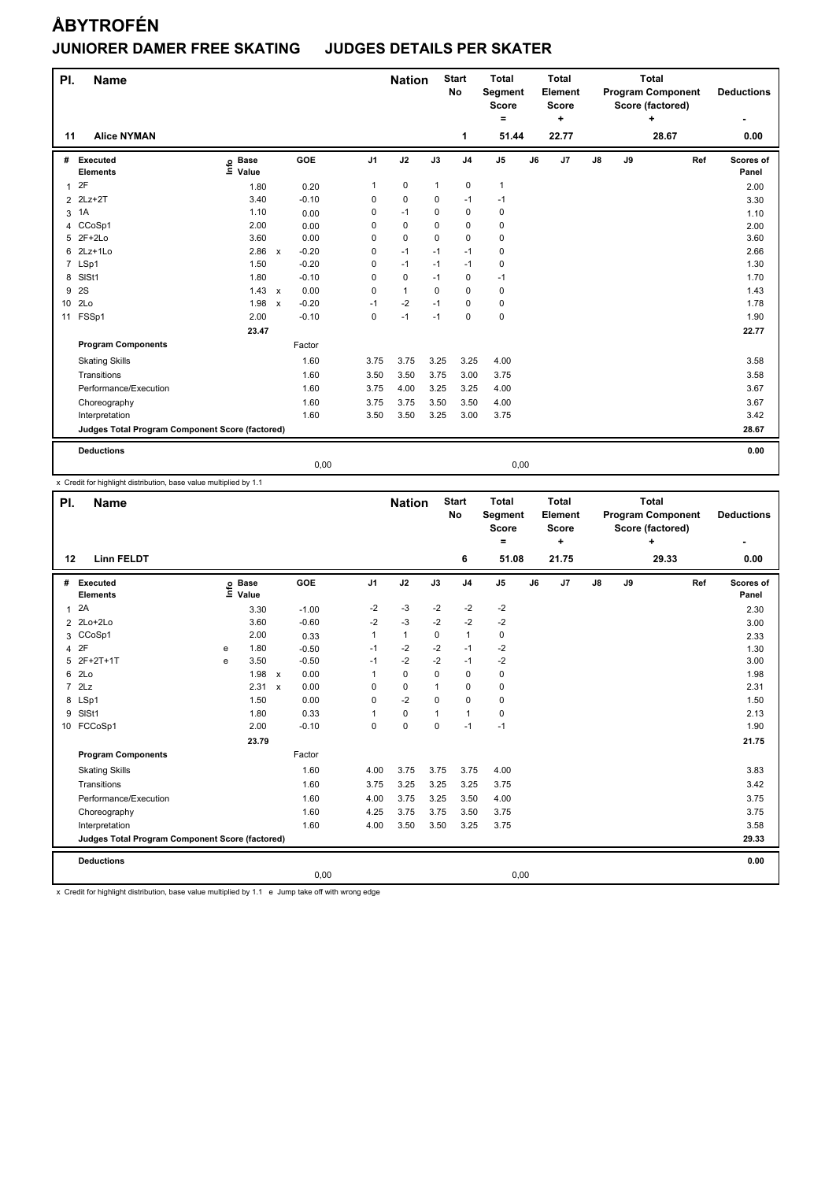# ÅBYTROFÉN

## JUNIORER DAMER FREE SKATING JUDGES DETAILS PER SKATER

| Pl. | Name | Nation | Start No | Total Segment Score = | Total Element Score + | Total Program Component Score (factored) + | Deductions - |
|---|---|---|---|---|---|---|---|
| 11 | Alice NYMAN | | 1 | 51.44 | 22.77 | 28.67 | 0.00 |

| # | Executed Elements | Info | Base Value | | GOE | J1 | J2 | J3 | J4 | J5 | J6 | J7 | J8 | J9 | Ref | Scores of Panel |
|---|---|---|---|---|---|---|---|---|---|---|---|---|---|---|---|---|
| 1 | 2F | | 1.80 | | 0.20 | 1 | 0 | 1 | 0 | 1 | | | | | | 2.00 |
| 2 | 2Lz+2T | | 3.40 | | -0.10 | 0 | 0 | 0 | -1 | -1 | | | | | | 3.30 |
| 3 | 1A | | 1.10 | | 0.00 | 0 | -1 | 0 | 0 | 0 | | | | | | 1.10 |
| 4 | CCoSp1 | | 2.00 | | 0.00 | 0 | 0 | 0 | 0 | 0 | | | | | | 2.00 |
| 5 | 2F+2Lo | | 3.60 | | 0.00 | 0 | 0 | 0 | 0 | 0 | | | | | | 3.60 |
| 6 | 2Lz+1Lo | | 2.86 | x | -0.20 | 0 | -1 | -1 | -1 | 0 | | | | | | 2.66 |
| 7 | LSp1 | | 1.50 | | -0.20 | 0 | -1 | -1 | -1 | 0 | | | | | | 1.30 |
| 8 | SlSt1 | | 1.80 | | -0.10 | 0 | 0 | -1 | 0 | -1 | | | | | | 1.70 |
| 9 | 2S | | 1.43 | x | 0.00 | 0 | 1 | 0 | 0 | 0 | | | | | | 1.43 |
| 10 | 2Lo | | 1.98 | x | -0.20 | -1 | -2 | -1 | 0 | 0 | | | | | | 1.78 |
| 11 | FSSp1 | | 2.00 | | -0.10 | 0 | -1 | -1 | 0 | 0 | | | | | | 1.90 |
| | | | 23.47 | | | | | | | | | | | | | 22.77 |
| | **Program Components** | | | | Factor | | | | | | | | | | | |
| | Skating Skills | | | | 1.60 | 3.75 | 3.75 | 3.25 | 3.25 | 4.00 | | | | | | 3.58 |
| | Transitions | | | | 1.60 | 3.50 | 3.50 | 3.75 | 3.00 | 3.75 | | | | | | 3.58 |
| | Performance/Execution | | | | 1.60 | 3.75 | 4.00 | 3.25 | 3.25 | 4.00 | | | | | | 3.67 |
| | Choreography | | | | 1.60 | 3.75 | 3.75 | 3.50 | 3.50 | 4.00 | | | | | | 3.67 |
| | Interpretation | | | | 1.60 | 3.50 | 3.50 | 3.25 | 3.00 | 3.75 | | | | | | 3.42 |
| | **Judges Total Program Component Score (factored)** | | | | | | | | | | | | | | | 28.67 |
| | **Deductions** | | | | | | | | | | | | | | | 0.00 |
| | | | | | 0,00 | | | | | 0,00 | | | | | | |

x Credit for highlight distribution, base value multiplied by 1.1

| Pl. | Name | Nation | Start No | Total Segment Score = | Total Element Score + | Total Program Component Score (factored) + | Deductions - |
|---|---|---|---|---|---|---|---|
| 12 | Linn FELDT | | 6 | 51.08 | 21.75 | 29.33 | 0.00 |

| # | Executed Elements | Info | Base Value | | GOE | J1 | J2 | J3 | J4 | J5 | J6 | J7 | J8 | J9 | Ref | Scores of Panel |
|---|---|---|---|---|---|---|---|---|---|---|---|---|---|---|---|---|
| 1 | 2A | | 3.30 | | -1.00 | -2 | -3 | -2 | -2 | -2 | | | | | | 2.30 |
| 2 | 2Lo+2Lo | | 3.60 | | -0.60 | -2 | -3 | -2 | -2 | -2 | | | | | | 3.00 |
| 3 | CCoSp1 | | 2.00 | | 0.33 | 1 | 1 | 0 | 1 | 0 | | | | | | 2.33 |
| 4 | 2F | e | 1.80 | | -0.50 | -1 | -2 | -2 | -1 | -2 | | | | | | 1.30 |
| 5 | 2F+2T+1T | e | 3.50 | | -0.50 | -1 | -2 | -2 | -1 | -2 | | | | | | 3.00 |
| 6 | 2Lo | | 1.98 | x | 0.00 | 1 | 0 | 0 | 0 | 0 | | | | | | 1.98 |
| 7 | 2Lz | | 2.31 | x | 0.00 | 0 | 0 | 1 | 0 | 0 | | | | | | 2.31 |
| 8 | LSp1 | | 1.50 | | 0.00 | 0 | -2 | 0 | 0 | 0 | | | | | | 1.50 |
| 9 | SlSt1 | | 1.80 | | 0.33 | 1 | 0 | 1 | 1 | 0 | | | | | | 2.13 |
| 10 | FCCoSp1 | | 2.00 | | -0.10 | 0 | 0 | 0 | -1 | -1 | | | | | | 1.90 |
| | | | 23.79 | | | | | | | | | | | | | 21.75 |
| | **Program Components** | | | | Factor | | | | | | | | | | | |
| | Skating Skills | | | | 1.60 | 4.00 | 3.75 | 3.75 | 3.75 | 4.00 | | | | | | 3.83 |
| | Transitions | | | | 1.60 | 3.75 | 3.25 | 3.25 | 3.25 | 3.75 | | | | | | 3.42 |
| | Performance/Execution | | | | 1.60 | 4.00 | 3.75 | 3.25 | 3.50 | 4.00 | | | | | | 3.75 |
| | Choreography | | | | 1.60 | 4.25 | 3.75 | 3.75 | 3.50 | 3.75 | | | | | | 3.75 |
| | Interpretation | | | | 1.60 | 4.00 | 3.50 | 3.50 | 3.25 | 3.75 | | | | | | 3.58 |
| | **Judges Total Program Component Score (factored)** | | | | | | | | | | | | | | | 29.33 |
| | **Deductions** | | | | | | | | | | | | | | | 0.00 |
| | | | | | 0,00 | | | | | 0,00 | | | | | | |

x Credit for highlight distribution, base value multiplied by 1.1 e Jump take off with wrong edge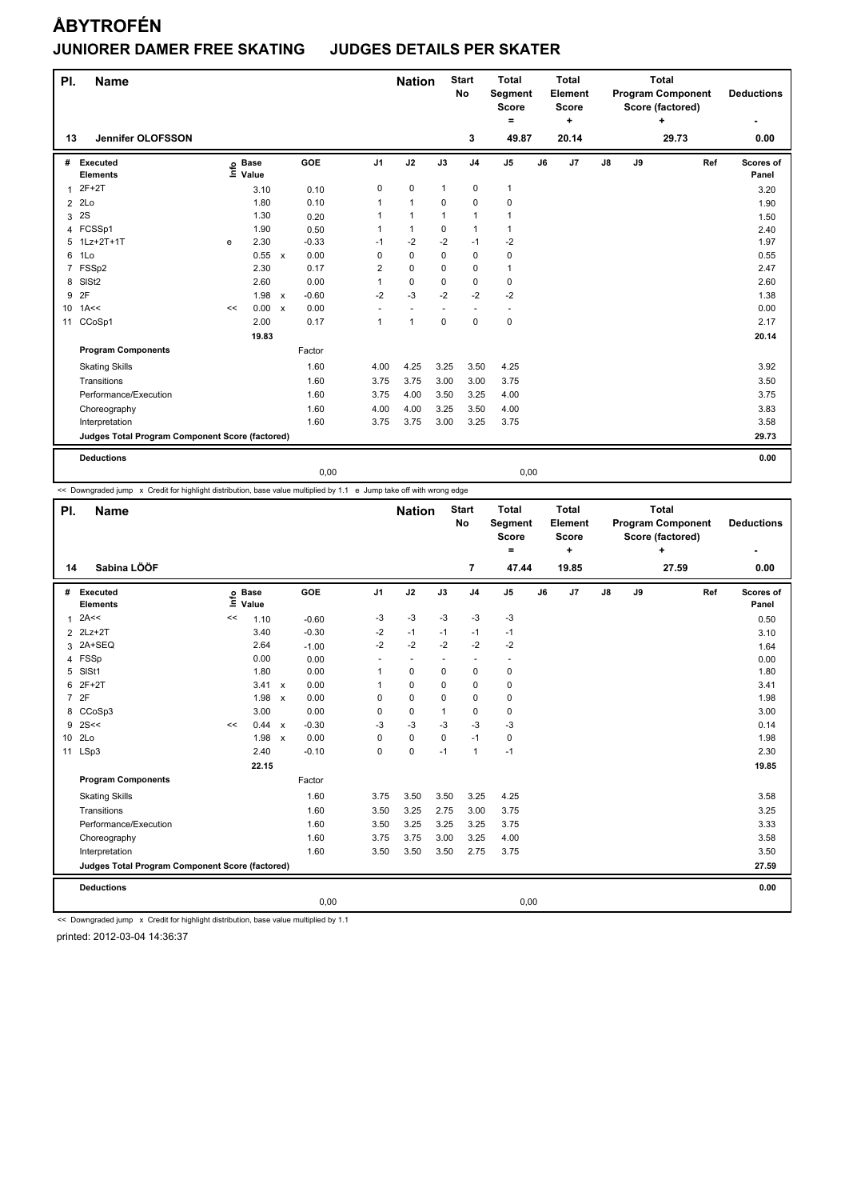# ÅBYTROFÉN

## JUNIORER DAMER FREE SKATING JUDGES DETAILS PER SKATER

| Pl. | Name | Nation | Start No | Total Segment Score = | Total Element Score + | Total Program Component Score (factored) + | Deductions - |
|---|---|---|---|---|---|---|---|
| 13 | Jennifer OLOFSSON | | 3 | 49.87 | 20.14 | 29.73 | 0.00 |

| # | Executed Elements | Info | Base Value | | GOE | J1 | J2 | J3 | J4 | J5 | J6 | J7 | J8 | J9 | Ref | Scores of Panel |
|---|---|---|---|---|---|---|---|---|---|---|---|---|---|---|---|---|
| 1 | 2F+2T | | 3.10 | | 0.10 | 0 | 0 | 1 | 0 | 1 | | | | | | 3.20 |
| 2 | 2Lo | | 1.80 | | 0.10 | 1 | 1 | 0 | 0 | 0 | | | | | | 1.90 |
| 3 | 2S | | 1.30 | | 0.20 | 1 | 1 | 1 | 1 | 1 | | | | | | 1.50 |
| 4 | FCSSp1 | | 1.90 | | 0.50 | 1 | 1 | 0 | 1 | 1 | | | | | | 2.40 |
| 5 | 1Lz+2T+1T | e | 2.30 | | -0.33 | -1 | -2 | -2 | -1 | -2 | | | | | | 1.97 |
| 6 | 1Lo | | 0.55 | x | 0.00 | 0 | 0 | 0 | 0 | 0 | | | | | | 0.55 |
| 7 | FSSp2 | | 2.30 | | 0.17 | 2 | 0 | 0 | 0 | 1 | | | | | | 2.47 |
| 8 | SlSt2 | | 2.60 | | 0.00 | 1 | 0 | 0 | 0 | 0 | | | | | | 2.60 |
| 9 | 2F | | 1.98 | x | -0.60 | -2 | -3 | -2 | -2 | -2 | | | | | | 1.38 |
| 10 | 1A<< | << | 0.00 | x | 0.00 | - | - | - | - | - | | | | | | 0.00 |
| 11 | CCoSp1 | | 2.00 | | 0.17 | 1 | 1 | 0 | 0 | 0 | | | | | | 2.17 |
| | | | 19.83 | | | | | | | | | | | | | 20.14 |
| | **Program Components** | | | | Factor | | | | | | | | | | | |
| | Skating Skills | | | | 1.60 | 4.00 | 4.25 | 3.25 | 3.50 | 4.25 | | | | | | 3.92 |
| | Transitions | | | | 1.60 | 3.75 | 3.75 | 3.00 | 3.00 | 3.75 | | | | | | 3.50 |
| | Performance/Execution | | | | 1.60 | 3.75 | 4.00 | 3.50 | 3.25 | 4.00 | | | | | | 3.75 |
| | Choreography | | | | 1.60 | 4.00 | 4.00 | 3.25 | 3.50 | 4.00 | | | | | | 3.83 |
| | Interpretation | | | | 1.60 | 3.75 | 3.75 | 3.00 | 3.25 | 3.75 | | | | | | 3.58 |
| | **Judges Total Program Component Score (factored)** | | | | | | | | | | | | | | | 29.73 |
| | **Deductions** | | | | | | | | | | | | | | | 0.00 |
| | | | | | 0,00 | | | | | 0,00 | | | | | | |

<< Downgraded jump x Credit for highlight distribution, base value multiplied by 1.1 e Jump take off with wrong edge

| Pl. | Name | Nation | Start No | Total Segment Score = | Total Element Score + | Total Program Component Score (factored) + | Deductions - |
|---|---|---|---|---|---|---|---|
| 14 | Sabina LÖÖF | | 7 | 47.44 | 19.85 | 27.59 | 0.00 |

| # | Executed Elements | Info | Base Value | | GOE | J1 | J2 | J3 | J4 | J5 | J6 | J7 | J8 | J9 | Ref | Scores of Panel |
|---|---|---|---|---|---|---|---|---|---|---|---|---|---|---|---|---|
| 1 | 2A<< | << | 1.10 | | -0.60 | -3 | -3 | -3 | -3 | -3 | | | | | | 0.50 |
| 2 | 2Lz+2T | | 3.40 | | -0.30 | -2 | -1 | -1 | -1 | -1 | | | | | | 3.10 |
| 3 | 2A+SEQ | | 2.64 | | -1.00 | -2 | -2 | -2 | -2 | -2 | | | | | | 1.64 |
| 4 | FSSp | | 0.00 | | 0.00 | - | - | - | - | - | | | | | | 0.00 |
| 5 | SlSt1 | | 1.80 | | 0.00 | 1 | 0 | 0 | 0 | 0 | | | | | | 1.80 |
| 6 | 2F+2T | | 3.41 | x | 0.00 | 1 | 0 | 0 | 0 | 0 | | | | | | 3.41 |
| 7 | 2F | | 1.98 | x | 0.00 | 0 | 0 | 0 | 0 | 0 | | | | | | 1.98 |
| 8 | CCoSp3 | | 3.00 | | 0.00 | 0 | 0 | 1 | 0 | 0 | | | | | | 3.00 |
| 9 | 2S<< | << | 0.44 | x | -0.30 | -3 | -3 | -3 | -3 | -3 | | | | | | 0.14 |
| 10 | 2Lo | | 1.98 | x | 0.00 | 0 | 0 | 0 | -1 | 0 | | | | | | 1.98 |
| 11 | LSp3 | | 2.40 | | -0.10 | 0 | 0 | -1 | 1 | -1 | | | | | | 2.30 |
| | | | 22.15 | | | | | | | | | | | | | 19.85 |
| | **Program Components** | | | | Factor | | | | | | | | | | | |
| | Skating Skills | | | | 1.60 | 3.75 | 3.50 | 3.50 | 3.25 | 4.25 | | | | | | 3.58 |
| | Transitions | | | | 1.60 | 3.50 | 3.25 | 2.75 | 3.00 | 3.75 | | | | | | 3.25 |
| | Performance/Execution | | | | 1.60 | 3.50 | 3.25 | 3.25 | 3.25 | 3.75 | | | | | | 3.33 |
| | Choreography | | | | 1.60 | 3.75 | 3.75 | 3.00 | 3.25 | 4.00 | | | | | | 3.58 |
| | Interpretation | | | | 1.60 | 3.50 | 3.50 | 3.50 | 2.75 | 3.75 | | | | | | 3.50 |
| | **Judges Total Program Component Score (factored)** | | | | | | | | | | | | | | | 27.59 |
| | **Deductions** | | | | | | | | | | | | | | | 0.00 |
| | | | | | 0,00 | | | | | 0,00 | | | | | | |

<< Downgraded jump x Credit for highlight distribution, base value multiplied by 1.1

printed: 2012-03-04 14:36:37